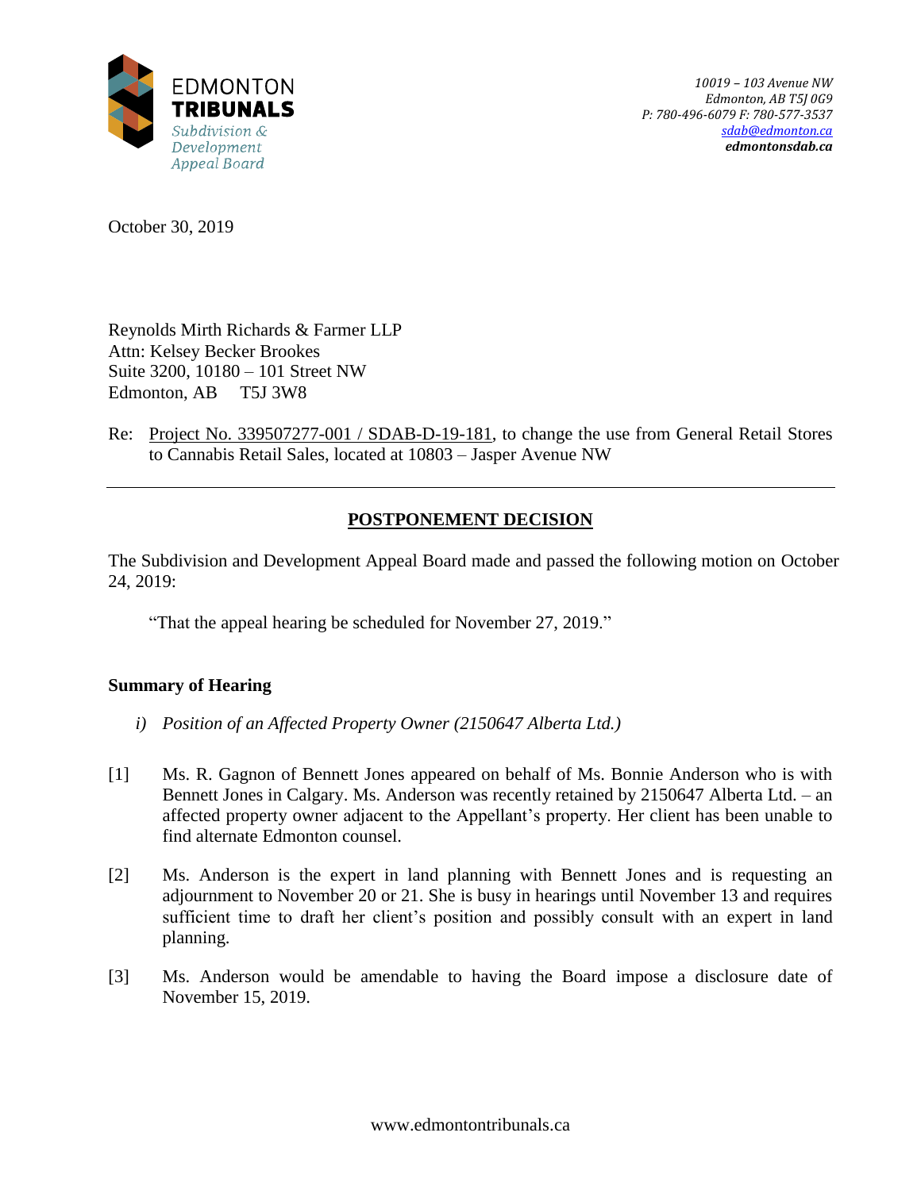EDMONTON
**TRIBUNALS**
*Subdivision & Development Appeal Board*

*10019 – 103 Avenue NW*
*Edmonton, AB T5J 0G9*
*P: 780-496-6079 F: 780-577-3537*
*sdab@edmonton.ca*
***edmontonsdab.ca***

October 30, 2019

Reynolds Mirth Richards & Farmer LLP
Attn: Kelsey Becker Brookes
Suite 3200, 10180 – 101 Street NW
Edmonton, AB T5J 3W8

Re: Project No. 339507277-001 / SDAB-D-19-181, to change the use from General Retail Stores to Cannabis Retail Sales, located at 10803 – Jasper Avenue NW

---

## POSTPONEMENT DECISION

The Subdivision and Development Appeal Board made and passed the following motion on October 24, 2019:

> "That the appeal hearing be scheduled for November 27, 2019."

### Summary of Hearing

*i) Position of an Affected Property Owner (2150647 Alberta Ltd.)*

[1] Ms. R. Gagnon of Bennett Jones appeared on behalf of Ms. Bonnie Anderson who is with Bennett Jones in Calgary. Ms. Anderson was recently retained by 2150647 Alberta Ltd. – an affected property owner adjacent to the Appellant's property. Her client has been unable to find alternate Edmonton counsel.

[2] Ms. Anderson is the expert in land planning with Bennett Jones and is requesting an adjournment to November 20 or 21. She is busy in hearings until November 13 and requires sufficient time to draft her client's position and possibly consult with an expert in land planning.

[3] Ms. Anderson would be amendable to having the Board impose a disclosure date of November 15, 2019.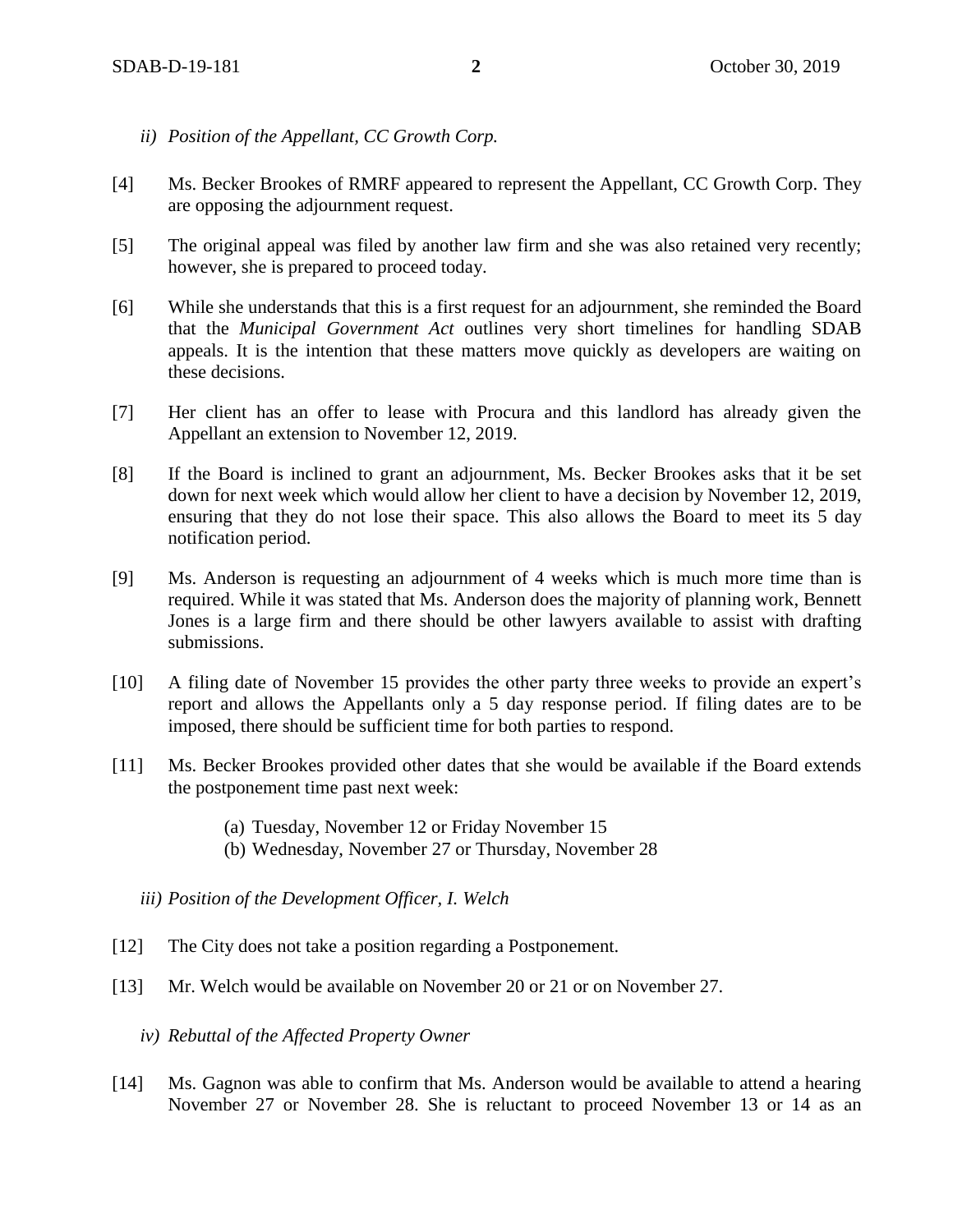*ii) Position of the Appellant, CC Growth Corp.*

[4] Ms. Becker Brookes of RMRF appeared to represent the Appellant, CC Growth Corp. They are opposing the adjournment request.

[5] The original appeal was filed by another law firm and she was also retained very recently; however, she is prepared to proceed today.

[6] While she understands that this is a first request for an adjournment, she reminded the Board that the *Municipal Government Act* outlines very short timelines for handling SDAB appeals. It is the intention that these matters move quickly as developers are waiting on these decisions.

[7] Her client has an offer to lease with Procura and this landlord has already given the Appellant an extension to November 12, 2019.

[8] If the Board is inclined to grant an adjournment, Ms. Becker Brookes asks that it be set down for next week which would allow her client to have a decision by November 12, 2019, ensuring that they do not lose their space. This also allows the Board to meet its 5 day notification period.

[9] Ms. Anderson is requesting an adjournment of 4 weeks which is much more time than is required. While it was stated that Ms. Anderson does the majority of planning work, Bennett Jones is a large firm and there should be other lawyers available to assist with drafting submissions.

[10] A filing date of November 15 provides the other party three weeks to provide an expert's report and allows the Appellants only a 5 day response period. If filing dates are to be imposed, there should be sufficient time for both parties to respond.

[11] Ms. Becker Brookes provided other dates that she would be available if the Board extends the postponement time past next week:

(a) Tuesday, November 12 or Friday November 15
(b) Wednesday, November 27 or Thursday, November 28

*iii) Position of the Development Officer, I. Welch*

[12] The City does not take a position regarding a Postponement.

[13] Mr. Welch would be available on November 20 or 21 or on November 27.

*iv) Rebuttal of the Affected Property Owner*

[14] Ms. Gagnon was able to confirm that Ms. Anderson would be available to attend a hearing November 27 or November 28. She is reluctant to proceed November 13 or 14 as an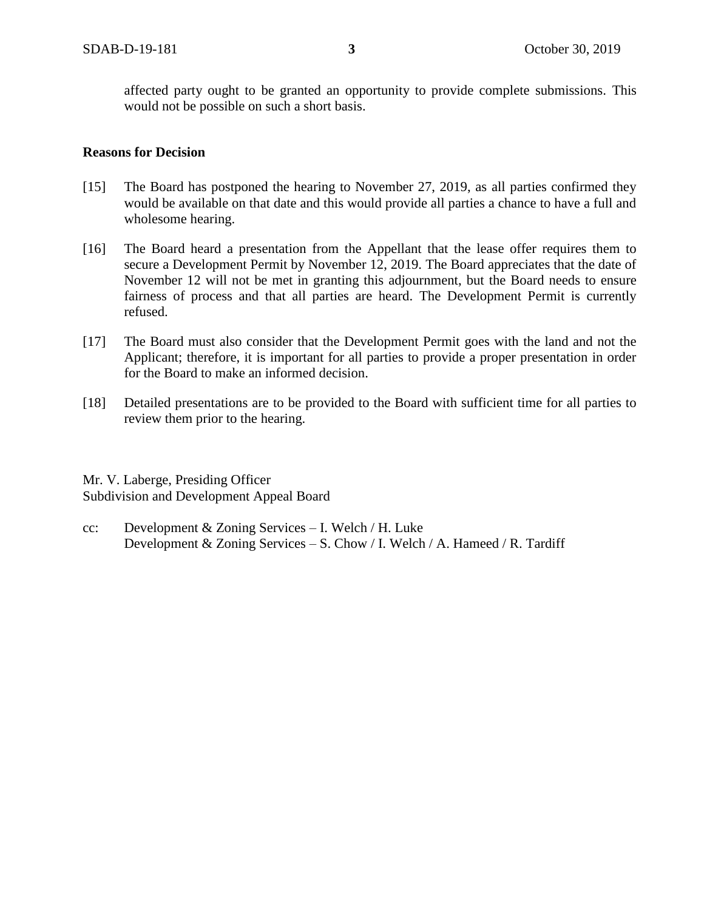affected party ought to be granted an opportunity to provide complete submissions. This would not be possible on such a short basis.

**Reasons for Decision**

[15] The Board has postponed the hearing to November 27, 2019, as all parties confirmed they would be available on that date and this would provide all parties a chance to have a full and wholesome hearing.

[16] The Board heard a presentation from the Appellant that the lease offer requires them to secure a Development Permit by November 12, 2019. The Board appreciates that the date of November 12 will not be met in granting this adjournment, but the Board needs to ensure fairness of process and that all parties are heard. The Development Permit is currently refused.

[17] The Board must also consider that the Development Permit goes with the land and not the Applicant; therefore, it is important for all parties to provide a proper presentation in order for the Board to make an informed decision.

[18] Detailed presentations are to be provided to the Board with sufficient time for all parties to review them prior to the hearing.

Mr. V. Laberge, Presiding Officer
Subdivision and Development Appeal Board

cc: Development & Zoning Services – I. Welch / H. Luke
Development & Zoning Services – S. Chow / I. Welch / A. Hameed / R. Tardiff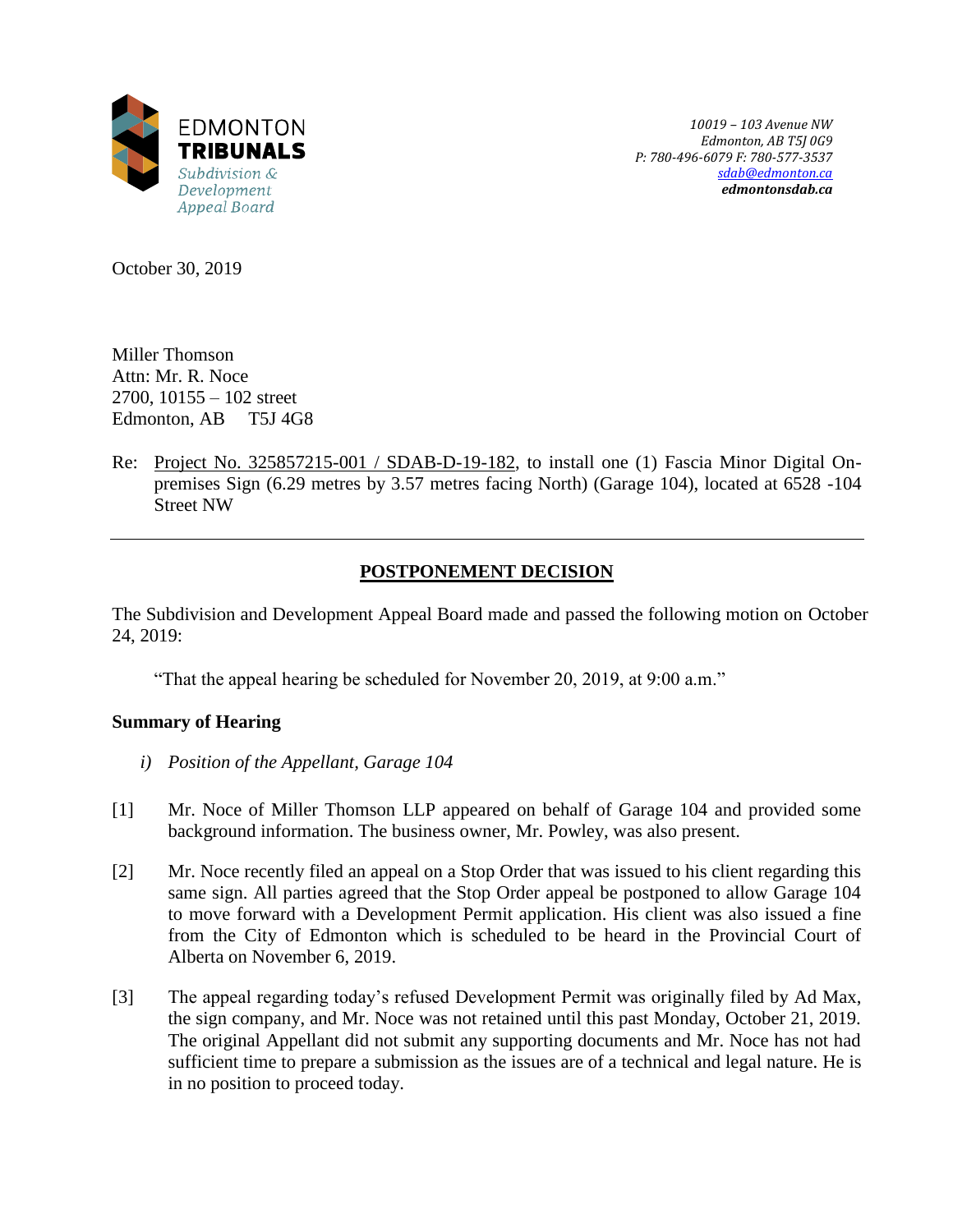EDMONTON
**TRIBUNALS**
*Subdivision & Development Appeal Board*

*10019 – 103 Avenue NW*
*Edmonton, AB T5J 0G9*
*P: 780-496-6079 F: 780-577-3537*
*sdab@edmonton.ca*
***edmontonsdab.ca***

October 30, 2019

Miller Thomson
Attn: Mr. R. Noce
2700, 10155 – 102 street
Edmonton, AB T5J 4G8

Re: Project No. 325857215-001 / SDAB-D-19-182, to install one (1) Fascia Minor Digital On-premises Sign (6.29 metres by 3.57 metres facing North) (Garage 104), located at 6528 -104 Street NW

---

## POSTPONEMENT DECISION

The Subdivision and Development Appeal Board made and passed the following motion on October 24, 2019:

> "That the appeal hearing be scheduled for November 20, 2019, at 9:00 a.m."

### Summary of Hearing

*i) Position of the Appellant, Garage 104*

[1] Mr. Noce of Miller Thomson LLP appeared on behalf of Garage 104 and provided some background information. The business owner, Mr. Powley, was also present.

[2] Mr. Noce recently filed an appeal on a Stop Order that was issued to his client regarding this same sign. All parties agreed that the Stop Order appeal be postponed to allow Garage 104 to move forward with a Development Permit application. His client was also issued a fine from the City of Edmonton which is scheduled to be heard in the Provincial Court of Alberta on November 6, 2019.

[3] The appeal regarding today's refused Development Permit was originally filed by Ad Max, the sign company, and Mr. Noce was not retained until this past Monday, October 21, 2019. The original Appellant did not submit any supporting documents and Mr. Noce has not had sufficient time to prepare a submission as the issues are of a technical and legal nature. He is in no position to proceed today.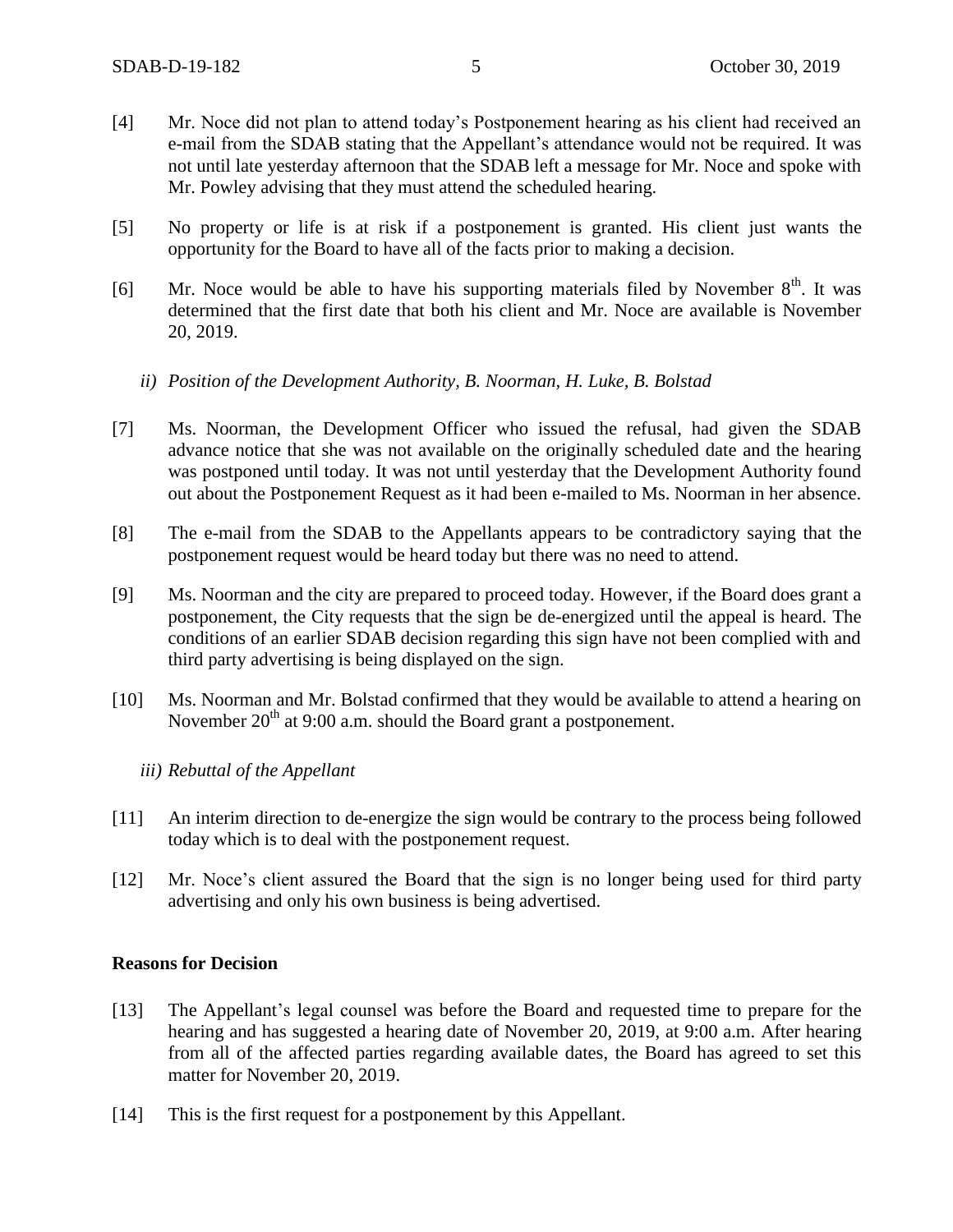[4] Mr. Noce did not plan to attend today's Postponement hearing as his client had received an e-mail from the SDAB stating that the Appellant's attendance would not be required. It was not until late yesterday afternoon that the SDAB left a message for Mr. Noce and spoke with Mr. Powley advising that they must attend the scheduled hearing.

[5] No property or life is at risk if a postponement is granted. His client just wants the opportunity for the Board to have all of the facts prior to making a decision.

[6] Mr. Noce would be able to have his supporting materials filed by November 8th. It was determined that the first date that both his client and Mr. Noce are available is November 20, 2019.

*ii) Position of the Development Authority, B. Noorman, H. Luke, B. Bolstad*

[7] Ms. Noorman, the Development Officer who issued the refusal, had given the SDAB advance notice that she was not available on the originally scheduled date and the hearing was postponed until today. It was not until yesterday that the Development Authority found out about the Postponement Request as it had been e-mailed to Ms. Noorman in her absence.

[8] The e-mail from the SDAB to the Appellants appears to be contradictory saying that the postponement request would be heard today but there was no need to attend.

[9] Ms. Noorman and the city are prepared to proceed today. However, if the Board does grant a postponement, the City requests that the sign be de-energized until the appeal is heard. The conditions of an earlier SDAB decision regarding this sign have not been complied with and third party advertising is being displayed on the sign.

[10] Ms. Noorman and Mr. Bolstad confirmed that they would be available to attend a hearing on November 20th at 9:00 a.m. should the Board grant a postponement.

*iii) Rebuttal of the Appellant*

[11] An interim direction to de-energize the sign would be contrary to the process being followed today which is to deal with the postponement request.

[12] Mr. Noce's client assured the Board that the sign is no longer being used for third party advertising and only his own business is being advertised.

**Reasons for Decision**

[13] The Appellant's legal counsel was before the Board and requested time to prepare for the hearing and has suggested a hearing date of November 20, 2019, at 9:00 a.m. After hearing from all of the affected parties regarding available dates, the Board has agreed to set this matter for November 20, 2019.

[14] This is the first request for a postponement by this Appellant.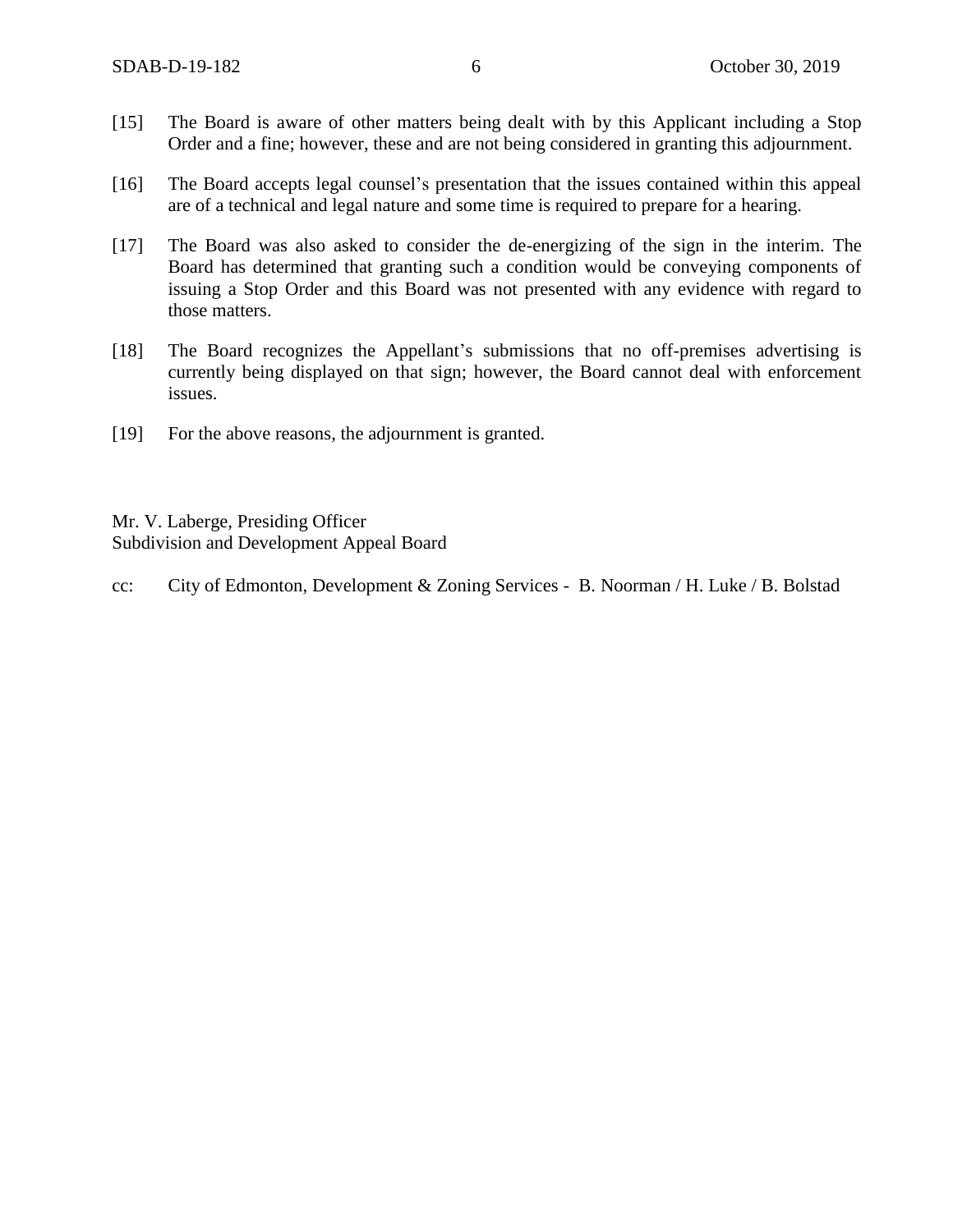[15] The Board is aware of other matters being dealt with by this Applicant including a Stop Order and a fine; however, these and are not being considered in granting this adjournment.

[16] The Board accepts legal counsel's presentation that the issues contained within this appeal are of a technical and legal nature and some time is required to prepare for a hearing.

[17] The Board was also asked to consider the de-energizing of the sign in the interim. The Board has determined that granting such a condition would be conveying components of issuing a Stop Order and this Board was not presented with any evidence with regard to those matters.

[18] The Board recognizes the Appellant's submissions that no off-premises advertising is currently being displayed on that sign; however, the Board cannot deal with enforcement issues.

[19] For the above reasons, the adjournment is granted.

Mr. V. Laberge, Presiding Officer
Subdivision and Development Appeal Board

cc: City of Edmonton, Development & Zoning Services - B. Noorman / H. Luke / B. Bolstad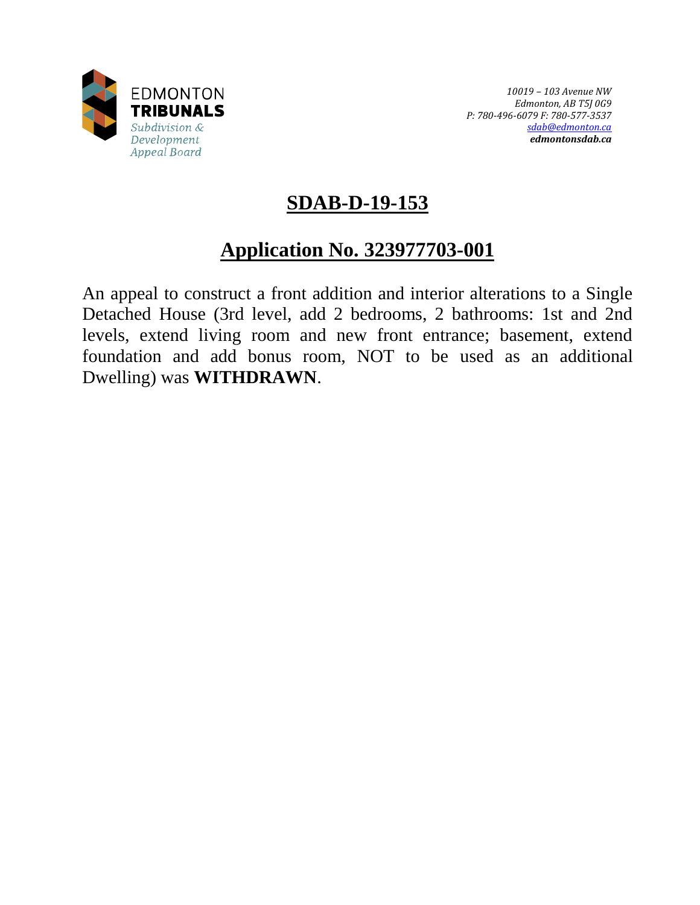EDMONTON
**TRIBUNALS**
*Subdivision & Development Appeal Board*

*10019 – 103 Avenue NW*
*Edmonton, AB T5J 0G9*
*P: 780-496-6079 F: 780-577-3537*
*sdab@edmonton.ca*
***edmontonsdab.ca***

# SDAB-D-19-153

## Application No. 323977703-001

An appeal to construct a front addition and interior alterations to a Single Detached House (3rd level, add 2 bedrooms, 2 bathrooms: 1st and 2nd levels, extend living room and new front entrance; basement, extend foundation and add bonus room, NOT to be used as an additional Dwelling) was **WITHDRAWN**.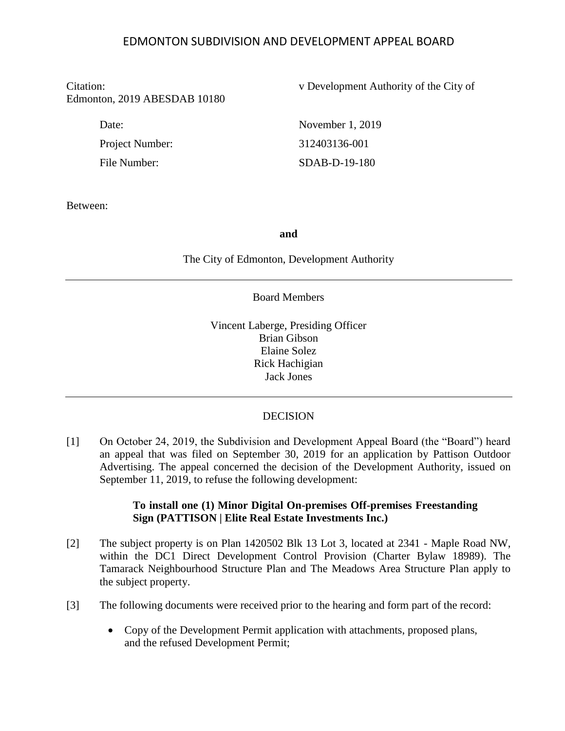# EDMONTON SUBDIVISION AND DEVELOPMENT APPEAL BOARD

Citation: v Development Authority of the City of Edmonton, 2019 ABESDAB 10180

| | |
|---|---|
| Date: | November 1, 2019 |
| Project Number: | 312403136-001 |
| File Number: | SDAB-D-19-180 |

Between:

**and**

The City of Edmonton, Development Authority

---

Board Members

Vincent Laberge, Presiding Officer
Brian Gibson
Elaine Solez
Rick Hachigian
Jack Jones

---

DECISION

[1] On October 24, 2019, the Subdivision and Development Appeal Board (the "Board") heard an appeal that was filed on September 30, 2019 for an application by Pattison Outdoor Advertising. The appeal concerned the decision of the Development Authority, issued on September 11, 2019, to refuse the following development:

> **To install one (1) Minor Digital On-premises Off-premises Freestanding Sign (PATTISON | Elite Real Estate Investments Inc.)**

[2] The subject property is on Plan 1420502 Blk 13 Lot 3, located at 2341 - Maple Road NW, within the DC1 Direct Development Control Provision (Charter Bylaw 18989). The Tamarack Neighbourhood Structure Plan and The Meadows Area Structure Plan apply to the subject property.

[3] The following documents were received prior to the hearing and form part of the record:

- Copy of the Development Permit application with attachments, proposed plans, and the refused Development Permit;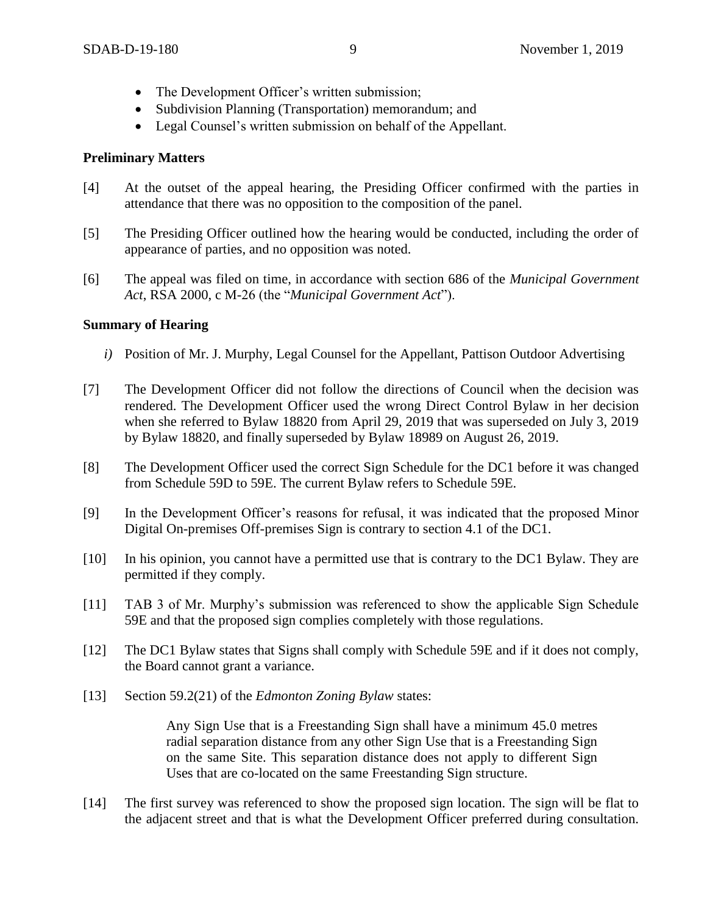- The Development Officer's written submission;
- Subdivision Planning (Transportation) memorandum; and
- Legal Counsel's written submission on behalf of the Appellant.

**Preliminary Matters**

[4] At the outset of the appeal hearing, the Presiding Officer confirmed with the parties in attendance that there was no opposition to the composition of the panel.

[5] The Presiding Officer outlined how the hearing would be conducted, including the order of appearance of parties, and no opposition was noted.

[6] The appeal was filed on time, in accordance with section 686 of the *Municipal Government Act*, RSA 2000, c M-26 (the "*Municipal Government Act*").

**Summary of Hearing**

*i)* Position of Mr. J. Murphy, Legal Counsel for the Appellant, Pattison Outdoor Advertising

[7] The Development Officer did not follow the directions of Council when the decision was rendered. The Development Officer used the wrong Direct Control Bylaw in her decision when she referred to Bylaw 18820 from April 29, 2019 that was superseded on July 3, 2019 by Bylaw 18820, and finally superseded by Bylaw 18989 on August 26, 2019.

[8] The Development Officer used the correct Sign Schedule for the DC1 before it was changed from Schedule 59D to 59E. The current Bylaw refers to Schedule 59E.

[9] In the Development Officer's reasons for refusal, it was indicated that the proposed Minor Digital On-premises Off-premises Sign is contrary to section 4.1 of the DC1.

[10] In his opinion, you cannot have a permitted use that is contrary to the DC1 Bylaw. They are permitted if they comply.

[11] TAB 3 of Mr. Murphy's submission was referenced to show the applicable Sign Schedule 59E and that the proposed sign complies completely with those regulations.

[12] The DC1 Bylaw states that Signs shall comply with Schedule 59E and if it does not comply, the Board cannot grant a variance.

[13] Section 59.2(21) of the *Edmonton Zoning Bylaw* states:

> Any Sign Use that is a Freestanding Sign shall have a minimum 45.0 metres radial separation distance from any other Sign Use that is a Freestanding Sign on the same Site. This separation distance does not apply to different Sign Uses that are co-located on the same Freestanding Sign structure.

[14] The first survey was referenced to show the proposed sign location. The sign will be flat to the adjacent street and that is what the Development Officer preferred during consultation.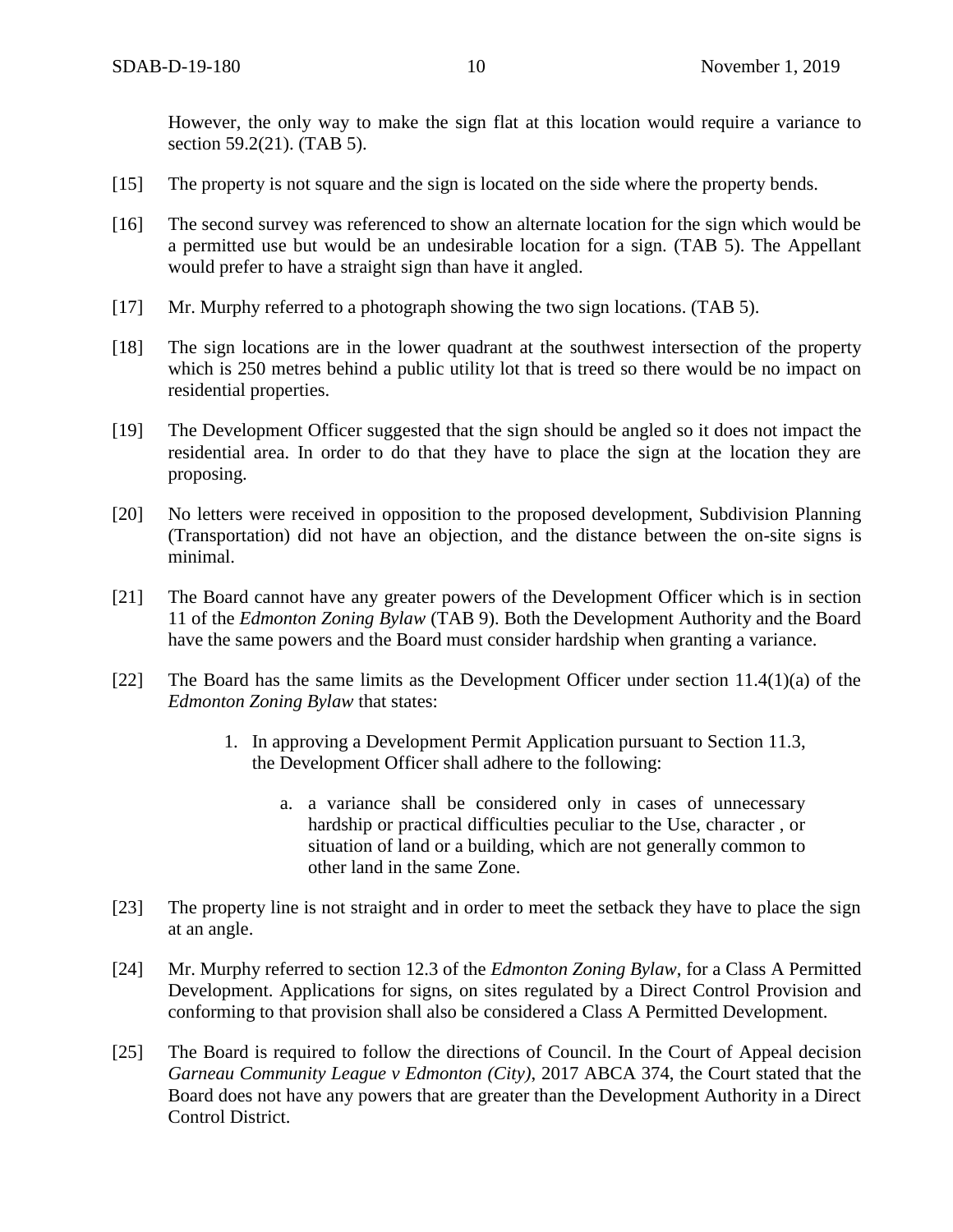However, the only way to make the sign flat at this location would require a variance to section 59.2(21). (TAB 5).

[15] The property is not square and the sign is located on the side where the property bends.

[16] The second survey was referenced to show an alternate location for the sign which would be a permitted use but would be an undesirable location for a sign. (TAB 5). The Appellant would prefer to have a straight sign than have it angled.

[17] Mr. Murphy referred to a photograph showing the two sign locations. (TAB 5).

[18] The sign locations are in the lower quadrant at the southwest intersection of the property which is 250 metres behind a public utility lot that is treed so there would be no impact on residential properties.

[19] The Development Officer suggested that the sign should be angled so it does not impact the residential area. In order to do that they have to place the sign at the location they are proposing.

[20] No letters were received in opposition to the proposed development, Subdivision Planning (Transportation) did not have an objection, and the distance between the on-site signs is minimal.

[21] The Board cannot have any greater powers of the Development Officer which is in section 11 of the *Edmonton Zoning Bylaw* (TAB 9). Both the Development Authority and the Board have the same powers and the Board must consider hardship when granting a variance.

[22] The Board has the same limits as the Development Officer under section 11.4(1)(a) of the *Edmonton Zoning Bylaw* that states:

> 1. In approving a Development Permit Application pursuant to Section 11.3, the Development Officer shall adhere to the following:
>
>     a. a variance shall be considered only in cases of unnecessary hardship or practical difficulties peculiar to the Use, character , or situation of land or a building, which are not generally common to other land in the same Zone.

[23] The property line is not straight and in order to meet the setback they have to place the sign at an angle.

[24] Mr. Murphy referred to section 12.3 of the *Edmonton Zoning Bylaw*, for a Class A Permitted Development. Applications for signs, on sites regulated by a Direct Control Provision and conforming to that provision shall also be considered a Class A Permitted Development.

[25] The Board is required to follow the directions of Council. In the Court of Appeal decision *Garneau Community League v Edmonton (City)*, 2017 ABCA 374, the Court stated that the Board does not have any powers that are greater than the Development Authority in a Direct Control District.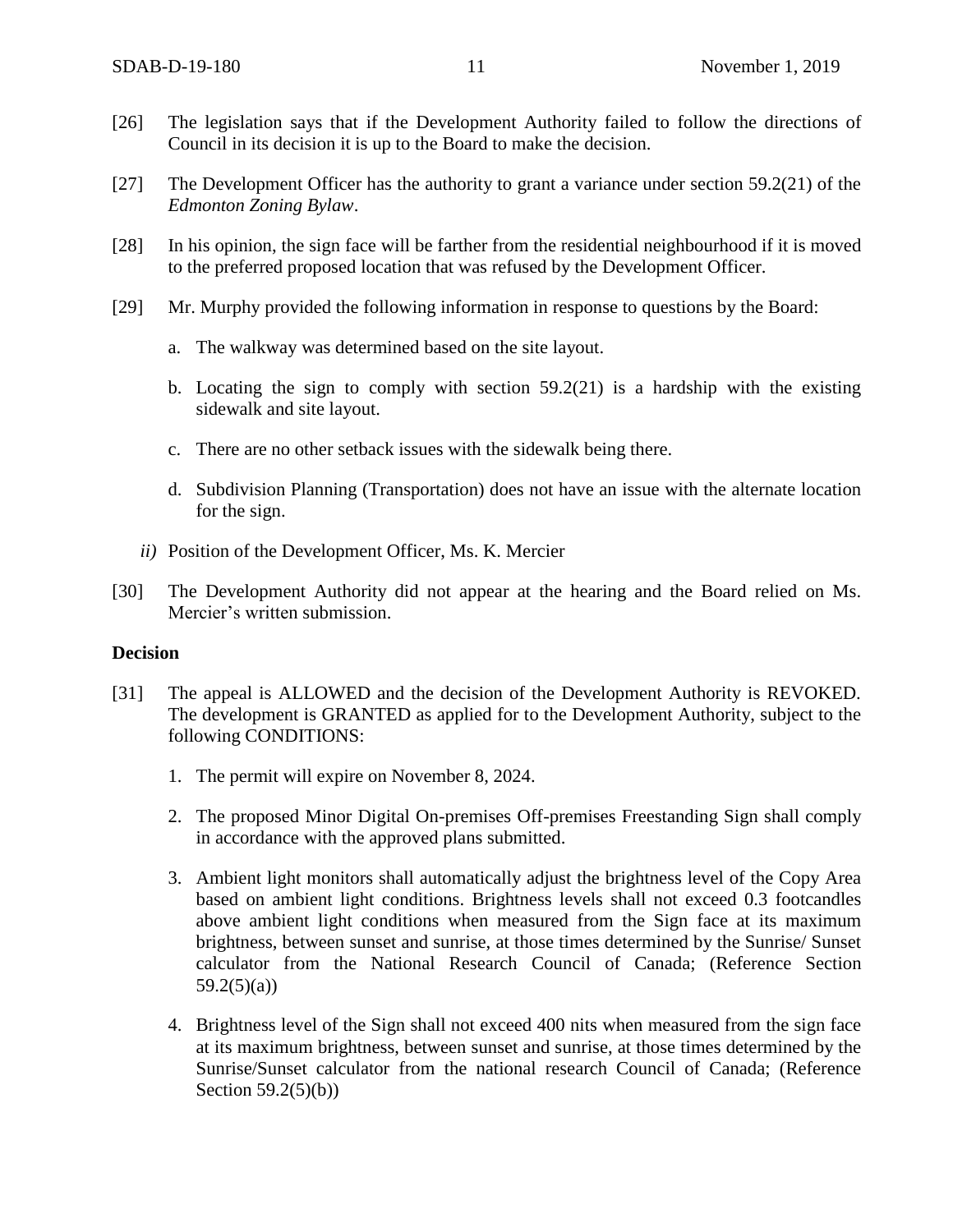[26] The legislation says that if the Development Authority failed to follow the directions of Council in its decision it is up to the Board to make the decision.

[27] The Development Officer has the authority to grant a variance under section 59.2(21) of the *Edmonton Zoning Bylaw*.

[28] In his opinion, the sign face will be farther from the residential neighbourhood if it is moved to the preferred proposed location that was refused by the Development Officer.

[29] Mr. Murphy provided the following information in response to questions by the Board:

a. The walkway was determined based on the site layout.

b. Locating the sign to comply with section 59.2(21) is a hardship with the existing sidewalk and site layout.

c. There are no other setback issues with the sidewalk being there.

d. Subdivision Planning (Transportation) does not have an issue with the alternate location for the sign.

*ii)* Position of the Development Officer, Ms. K. Mercier

[30] The Development Authority did not appear at the hearing and the Board relied on Ms. Mercier's written submission.

**Decision**

[31] The appeal is ALLOWED and the decision of the Development Authority is REVOKED. The development is GRANTED as applied for to the Development Authority, subject to the following CONDITIONS:

1. The permit will expire on November 8, 2024.

2. The proposed Minor Digital On-premises Off-premises Freestanding Sign shall comply in accordance with the approved plans submitted.

3. Ambient light monitors shall automatically adjust the brightness level of the Copy Area based on ambient light conditions. Brightness levels shall not exceed 0.3 footcandles above ambient light conditions when measured from the Sign face at its maximum brightness, between sunset and sunrise, at those times determined by the Sunrise/ Sunset calculator from the National Research Council of Canada; (Reference Section 59.2(5)(a))

4. Brightness level of the Sign shall not exceed 400 nits when measured from the sign face at its maximum brightness, between sunset and sunrise, at those times determined by the Sunrise/Sunset calculator from the national research Council of Canada; (Reference Section 59.2(5)(b))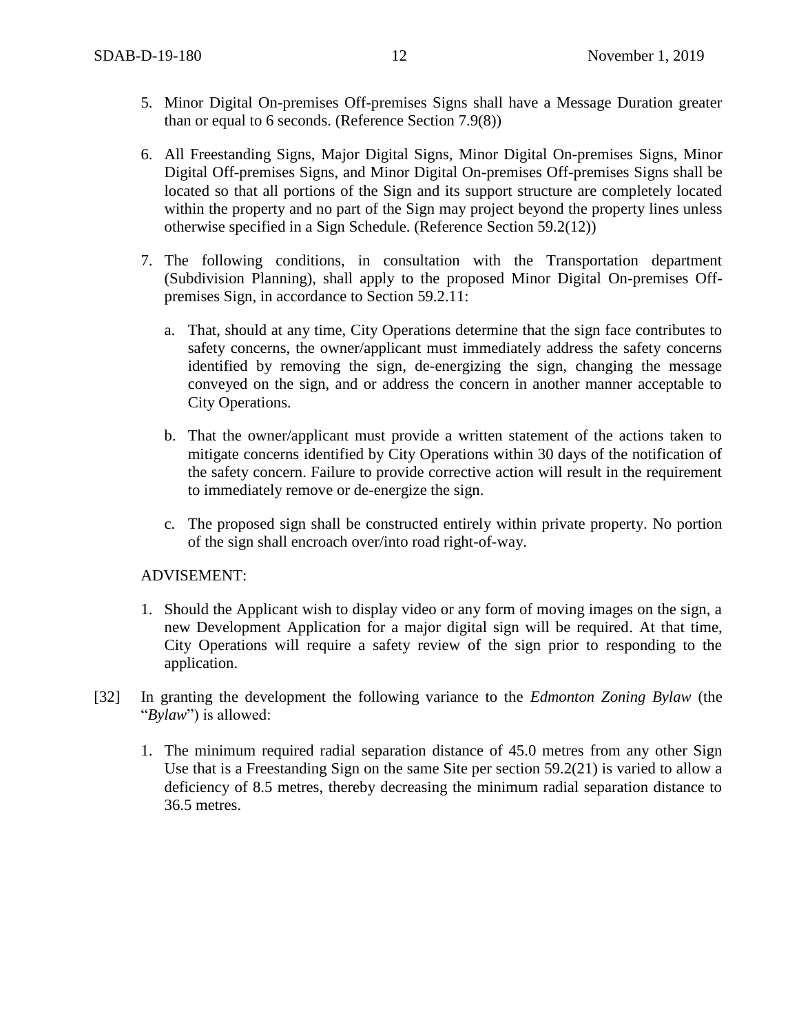5. Minor Digital On-premises Off-premises Signs shall have a Message Duration greater than or equal to 6 seconds. (Reference Section 7.9(8))

6. All Freestanding Signs, Major Digital Signs, Minor Digital On-premises Signs, Minor Digital Off-premises Signs, and Minor Digital On-premises Off-premises Signs shall be located so that all portions of the Sign and its support structure are completely located within the property and no part of the Sign may project beyond the property lines unless otherwise specified in a Sign Schedule. (Reference Section 59.2(12))

7. The following conditions, in consultation with the Transportation department (Subdivision Planning), shall apply to the proposed Minor Digital On-premises Off-premises Sign, in accordance to Section 59.2.11:

   a. That, should at any time, City Operations determine that the sign face contributes to safety concerns, the owner/applicant must immediately address the safety concerns identified by removing the sign, de-energizing the sign, changing the message conveyed on the sign, and or address the concern in another manner acceptable to City Operations.

   b. That the owner/applicant must provide a written statement of the actions taken to mitigate concerns identified by City Operations within 30 days of the notification of the safety concern. Failure to provide corrective action will result in the requirement to immediately remove or de-energize the sign.

   c. The proposed sign shall be constructed entirely within private property. No portion of the sign shall encroach over/into road right-of-way.

ADVISEMENT:

1. Should the Applicant wish to display video or any form of moving images on the sign, a new Development Application for a major digital sign will be required. At that time, City Operations will require a safety review of the sign prior to responding to the application.

[32] In granting the development the following variance to the *Edmonton Zoning Bylaw* (the "*Bylaw*") is allowed:

1. The minimum required radial separation distance of 45.0 metres from any other Sign Use that is a Freestanding Sign on the same Site per section 59.2(21) is varied to allow a deficiency of 8.5 metres, thereby decreasing the minimum radial separation distance to 36.5 metres.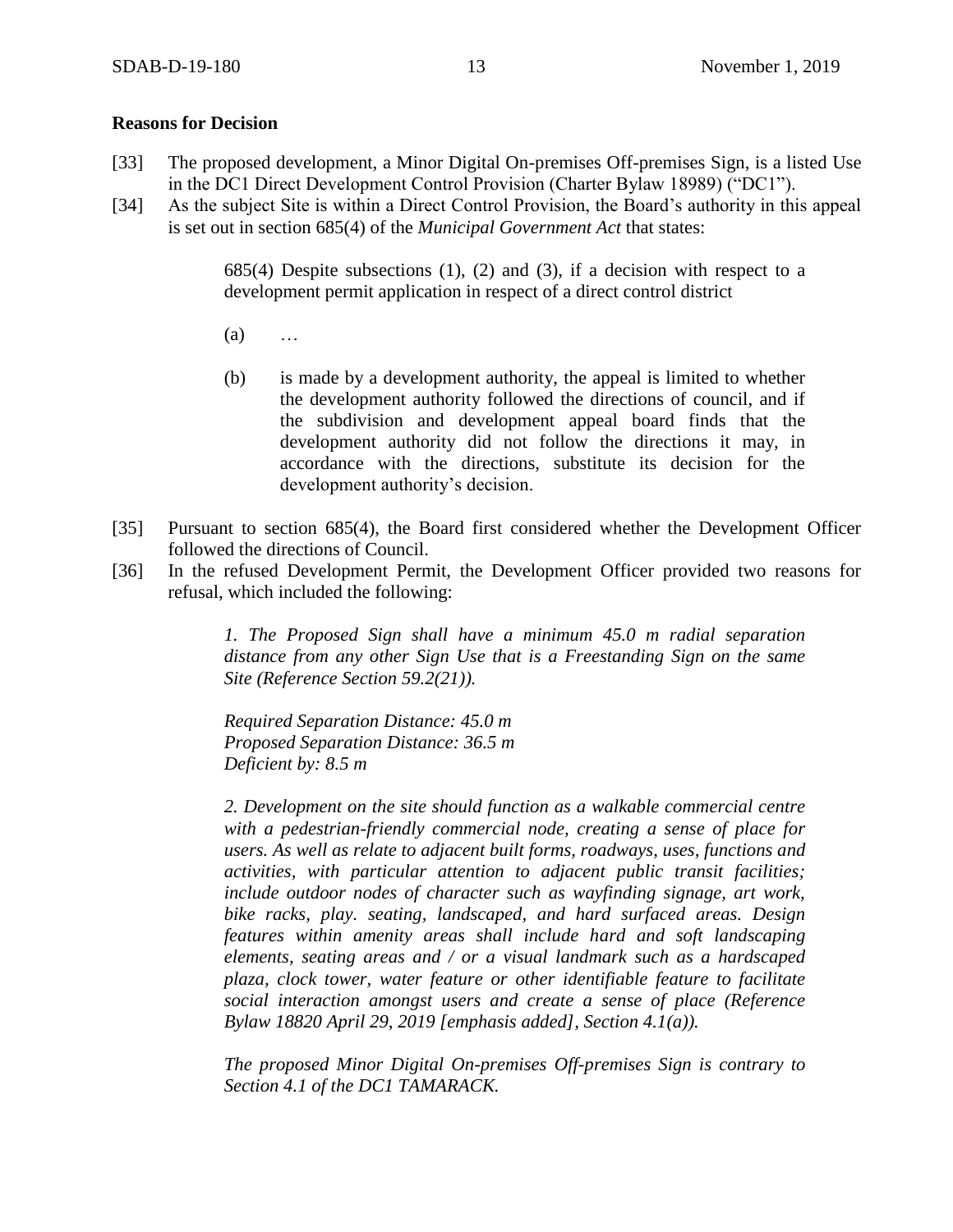**Reasons for Decision**

[33] The proposed development, a Minor Digital On-premises Off-premises Sign, is a listed Use in the DC1 Direct Development Control Provision (Charter Bylaw 18989) ("DC1").

[34] As the subject Site is within a Direct Control Provision, the Board's authority in this appeal is set out in section 685(4) of the *Municipal Government Act* that states:

> 685(4) Despite subsections (1), (2) and (3), if a decision with respect to a development permit application in respect of a direct control district
>
> (a) …
>
> (b) is made by a development authority, the appeal is limited to whether the development authority followed the directions of council, and if the subdivision and development appeal board finds that the development authority did not follow the directions it may, in accordance with the directions, substitute its decision for the development authority's decision.

[35] Pursuant to section 685(4), the Board first considered whether the Development Officer followed the directions of Council.

[36] In the refused Development Permit, the Development Officer provided two reasons for refusal, which included the following:

> *1. The Proposed Sign shall have a minimum 45.0 m radial separation distance from any other Sign Use that is a Freestanding Sign on the same Site (Reference Section 59.2(21)).*
>
> *Required Separation Distance: 45.0 m*
> *Proposed Separation Distance: 36.5 m*
> *Deficient by: 8.5 m*
>
> *2. Development on the site should function as a walkable commercial centre with a pedestrian-friendly commercial node, creating a sense of place for users. As well as relate to adjacent built forms, roadways, uses, functions and activities, with particular attention to adjacent public transit facilities; include outdoor nodes of character such as wayfinding signage, art work, bike racks, play. seating, landscaped, and hard surfaced areas. Design features within amenity areas shall include hard and soft landscaping elements, seating areas and / or a visual landmark such as a hardscaped plaza, clock tower, water feature or other identifiable feature to facilitate social interaction amongst users and create a sense of place (Reference Bylaw 18820 April 29, 2019 [emphasis added], Section 4.1(a)).*
>
> *The proposed Minor Digital On-premises Off-premises Sign is contrary to Section 4.1 of the DC1 TAMARACK.*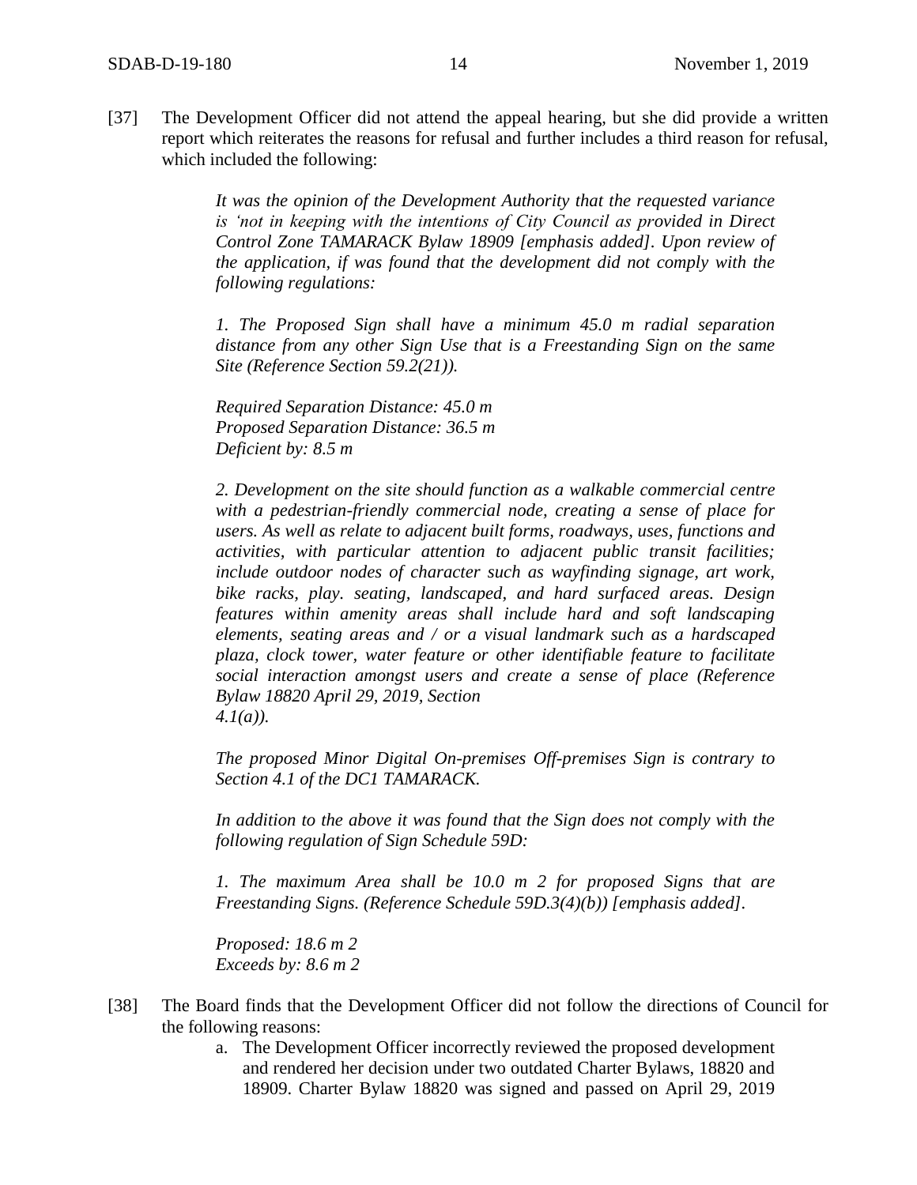[37] The Development Officer did not attend the appeal hearing, but she did provide a written report which reiterates the reasons for refusal and further includes a third reason for refusal, which included the following:

> *It was the opinion of the Development Authority that the requested variance is 'not in keeping with the intentions of City Council as provided in Direct Control Zone TAMARACK Bylaw 18909 [emphasis added]. Upon review of the application, if was found that the development did not comply with the following regulations:*
>
> *1. The Proposed Sign shall have a minimum 45.0 m radial separation distance from any other Sign Use that is a Freestanding Sign on the same Site (Reference Section 59.2(21)).*
>
> *Required Separation Distance: 45.0 m*
> *Proposed Separation Distance: 36.5 m*
> *Deficient by: 8.5 m*
>
> *2. Development on the site should function as a walkable commercial centre with a pedestrian-friendly commercial node, creating a sense of place for users. As well as relate to adjacent built forms, roadways, uses, functions and activities, with particular attention to adjacent public transit facilities; include outdoor nodes of character such as wayfinding signage, art work, bike racks, play. seating, landscaped, and hard surfaced areas. Design features within amenity areas shall include hard and soft landscaping elements, seating areas and / or a visual landmark such as a hardscaped plaza, clock tower, water feature or other identifiable feature to facilitate social interaction amongst users and create a sense of place (Reference Bylaw 18820 April 29, 2019, Section 4.1(a)).*
>
> *The proposed Minor Digital On-premises Off-premises Sign is contrary to Section 4.1 of the DC1 TAMARACK.*
>
> *In addition to the above it was found that the Sign does not comply with the following regulation of Sign Schedule 59D:*
>
> *1. The maximum Area shall be 10.0 m 2 for proposed Signs that are Freestanding Signs. (Reference Schedule 59D.3(4)(b)) [emphasis added].*
>
> *Proposed: 18.6 m 2*
> *Exceeds by: 8.6 m 2*

[38] The Board finds that the Development Officer did not follow the directions of Council for the following reasons:

a. The Development Officer incorrectly reviewed the proposed development and rendered her decision under two outdated Charter Bylaws, 18820 and 18909. Charter Bylaw 18820 was signed and passed on April 29, 2019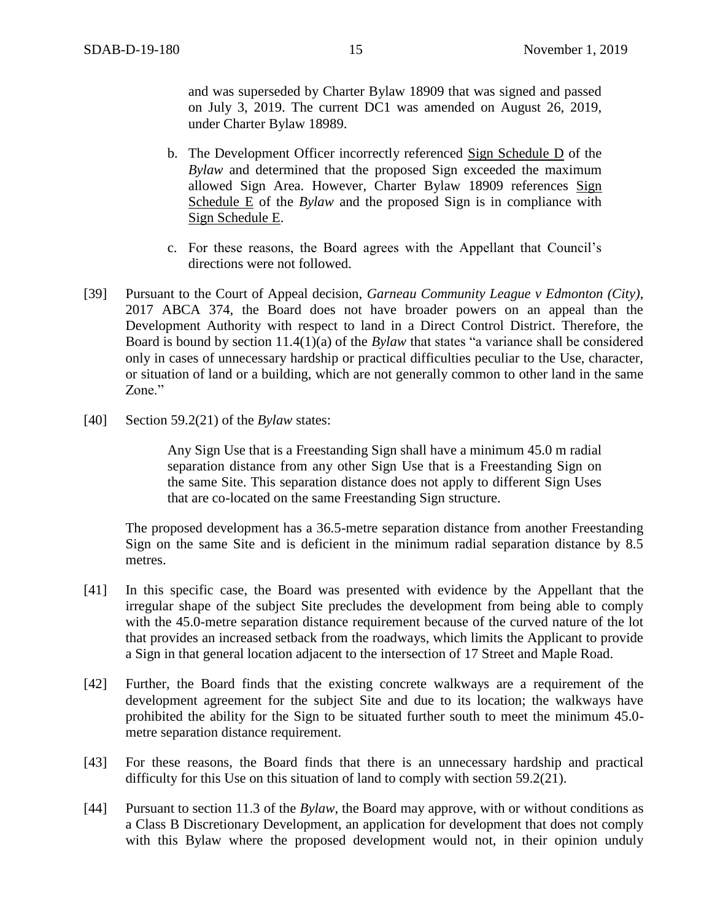and was superseded by Charter Bylaw 18909 that was signed and passed on July 3, 2019. The current DC1 was amended on August 26, 2019, under Charter Bylaw 18989.

b. The Development Officer incorrectly referenced Sign Schedule D of the *Bylaw* and determined that the proposed Sign exceeded the maximum allowed Sign Area. However, Charter Bylaw 18909 references Sign Schedule E of the *Bylaw* and the proposed Sign is in compliance with Sign Schedule E.

c. For these reasons, the Board agrees with the Appellant that Council's directions were not followed.

[39] Pursuant to the Court of Appeal decision, *Garneau Community League v Edmonton (City)*, 2017 ABCA 374, the Board does not have broader powers on an appeal than the Development Authority with respect to land in a Direct Control District. Therefore, the Board is bound by section 11.4(1)(a) of the *Bylaw* that states "a variance shall be considered only in cases of unnecessary hardship or practical difficulties peculiar to the Use, character, or situation of land or a building, which are not generally common to other land in the same Zone."

[40] Section 59.2(21) of the *Bylaw* states:

> Any Sign Use that is a Freestanding Sign shall have a minimum 45.0 m radial separation distance from any other Sign Use that is a Freestanding Sign on the same Site. This separation distance does not apply to different Sign Uses that are co-located on the same Freestanding Sign structure.

The proposed development has a 36.5-metre separation distance from another Freestanding Sign on the same Site and is deficient in the minimum radial separation distance by 8.5 metres.

[41] In this specific case, the Board was presented with evidence by the Appellant that the irregular shape of the subject Site precludes the development from being able to comply with the 45.0-metre separation distance requirement because of the curved nature of the lot that provides an increased setback from the roadways, which limits the Applicant to provide a Sign in that general location adjacent to the intersection of 17 Street and Maple Road.

[42] Further, the Board finds that the existing concrete walkways are a requirement of the development agreement for the subject Site and due to its location; the walkways have prohibited the ability for the Sign to be situated further south to meet the minimum 45.0-metre separation distance requirement.

[43] For these reasons, the Board finds that there is an unnecessary hardship and practical difficulty for this Use on this situation of land to comply with section 59.2(21).

[44] Pursuant to section 11.3 of the *Bylaw*, the Board may approve, with or without conditions as a Class B Discretionary Development, an application for development that does not comply with this Bylaw where the proposed development would not, in their opinion unduly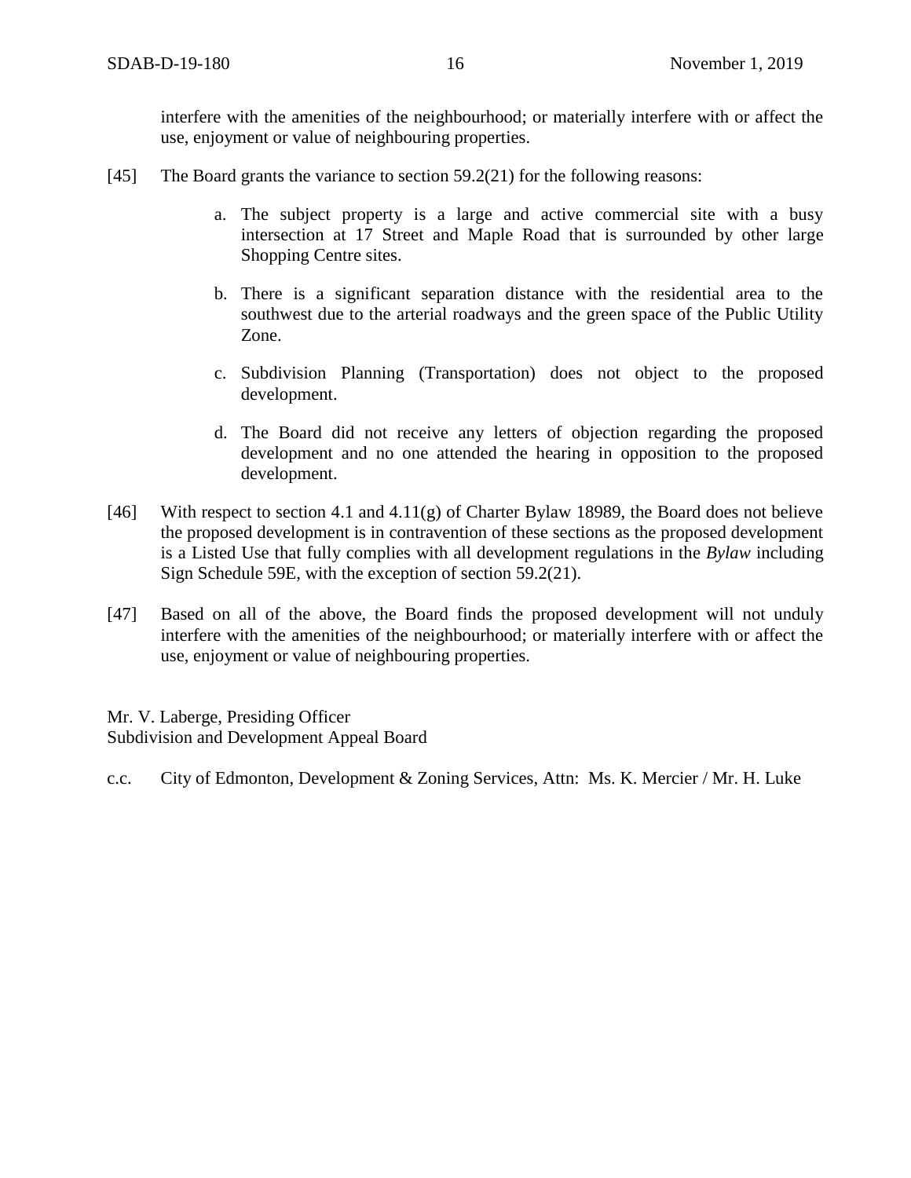interfere with the amenities of the neighbourhood; or materially interfere with or affect the use, enjoyment or value of neighbouring properties.

[45] The Board grants the variance to section 59.2(21) for the following reasons:

a. The subject property is a large and active commercial site with a busy intersection at 17 Street and Maple Road that is surrounded by other large Shopping Centre sites.

b. There is a significant separation distance with the residential area to the southwest due to the arterial roadways and the green space of the Public Utility Zone.

c. Subdivision Planning (Transportation) does not object to the proposed development.

d. The Board did not receive any letters of objection regarding the proposed development and no one attended the hearing in opposition to the proposed development.

[46] With respect to section 4.1 and 4.11(g) of Charter Bylaw 18989, the Board does not believe the proposed development is in contravention of these sections as the proposed development is a Listed Use that fully complies with all development regulations in the *Bylaw* including Sign Schedule 59E, with the exception of section 59.2(21).

[47] Based on all of the above, the Board finds the proposed development will not unduly interfere with the amenities of the neighbourhood; or materially interfere with or affect the use, enjoyment or value of neighbouring properties.

Mr. V. Laberge, Presiding Officer
Subdivision and Development Appeal Board

c.c. City of Edmonton, Development & Zoning Services, Attn: Ms. K. Mercier / Mr. H. Luke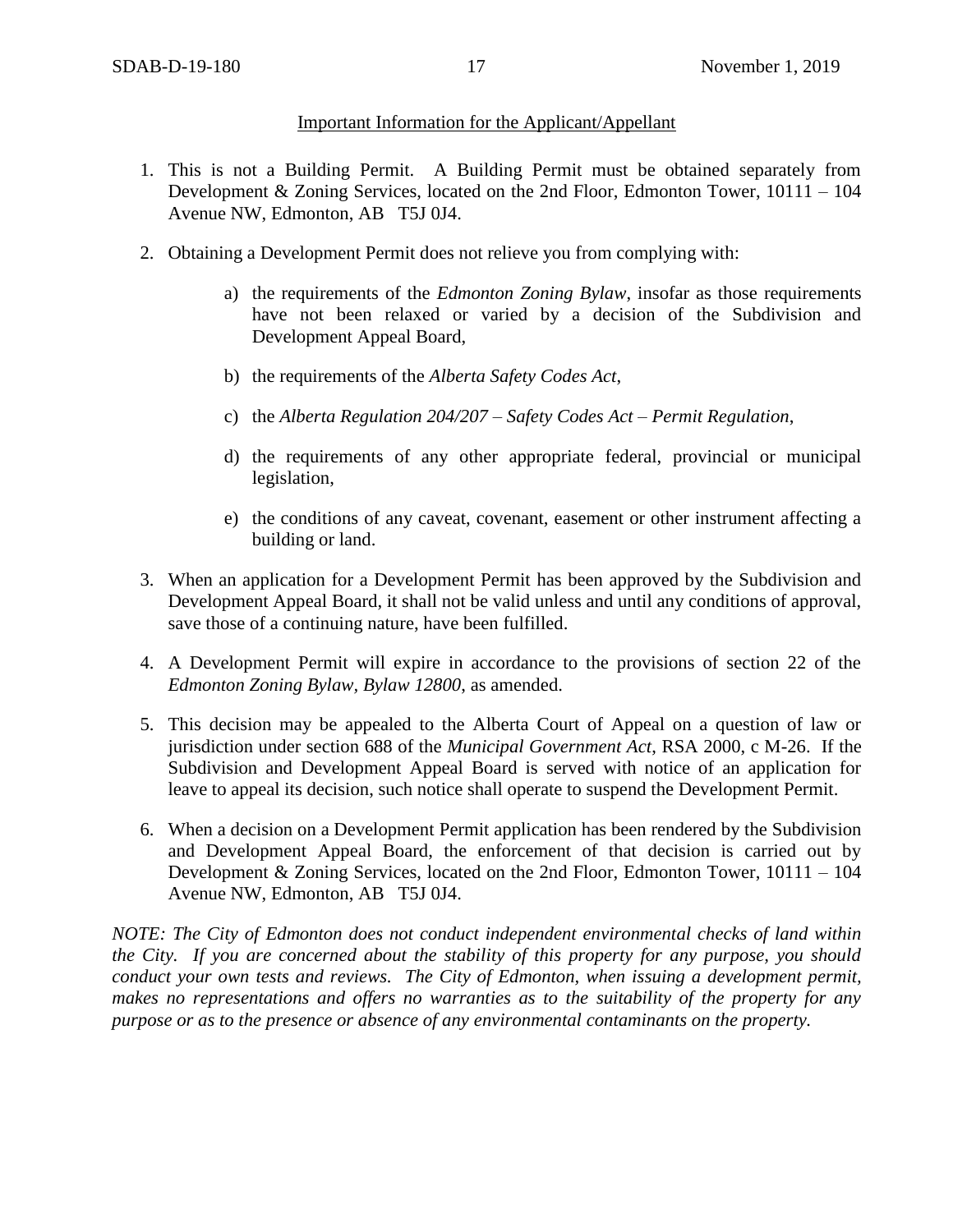## Important Information for the Applicant/Appellant

1. This is not a Building Permit. A Building Permit must be obtained separately from Development & Zoning Services, located on the 2nd Floor, Edmonton Tower, 10111 – 104 Avenue NW, Edmonton, AB T5J 0J4.

2. Obtaining a Development Permit does not relieve you from complying with:

   a) the requirements of the *Edmonton Zoning Bylaw*, insofar as those requirements have not been relaxed or varied by a decision of the Subdivision and Development Appeal Board,

   b) the requirements of the *Alberta Safety Codes Act*,

   c) the *Alberta Regulation 204/207 – Safety Codes Act – Permit Regulation*,

   d) the requirements of any other appropriate federal, provincial or municipal legislation,

   e) the conditions of any caveat, covenant, easement or other instrument affecting a building or land.

3. When an application for a Development Permit has been approved by the Subdivision and Development Appeal Board, it shall not be valid unless and until any conditions of approval, save those of a continuing nature, have been fulfilled.

4. A Development Permit will expire in accordance to the provisions of section 22 of the *Edmonton Zoning Bylaw, Bylaw 12800*, as amended.

5. This decision may be appealed to the Alberta Court of Appeal on a question of law or jurisdiction under section 688 of the *Municipal Government Act*, RSA 2000, c M-26. If the Subdivision and Development Appeal Board is served with notice of an application for leave to appeal its decision, such notice shall operate to suspend the Development Permit.

6. When a decision on a Development Permit application has been rendered by the Subdivision and Development Appeal Board, the enforcement of that decision is carried out by Development & Zoning Services, located on the 2nd Floor, Edmonton Tower, 10111 – 104 Avenue NW, Edmonton, AB T5J 0J4.

*NOTE: The City of Edmonton does not conduct independent environmental checks of land within the City. If you are concerned about the stability of this property for any purpose, you should conduct your own tests and reviews. The City of Edmonton, when issuing a development permit, makes no representations and offers no warranties as to the suitability of the property for any purpose or as to the presence or absence of any environmental contaminants on the property.*